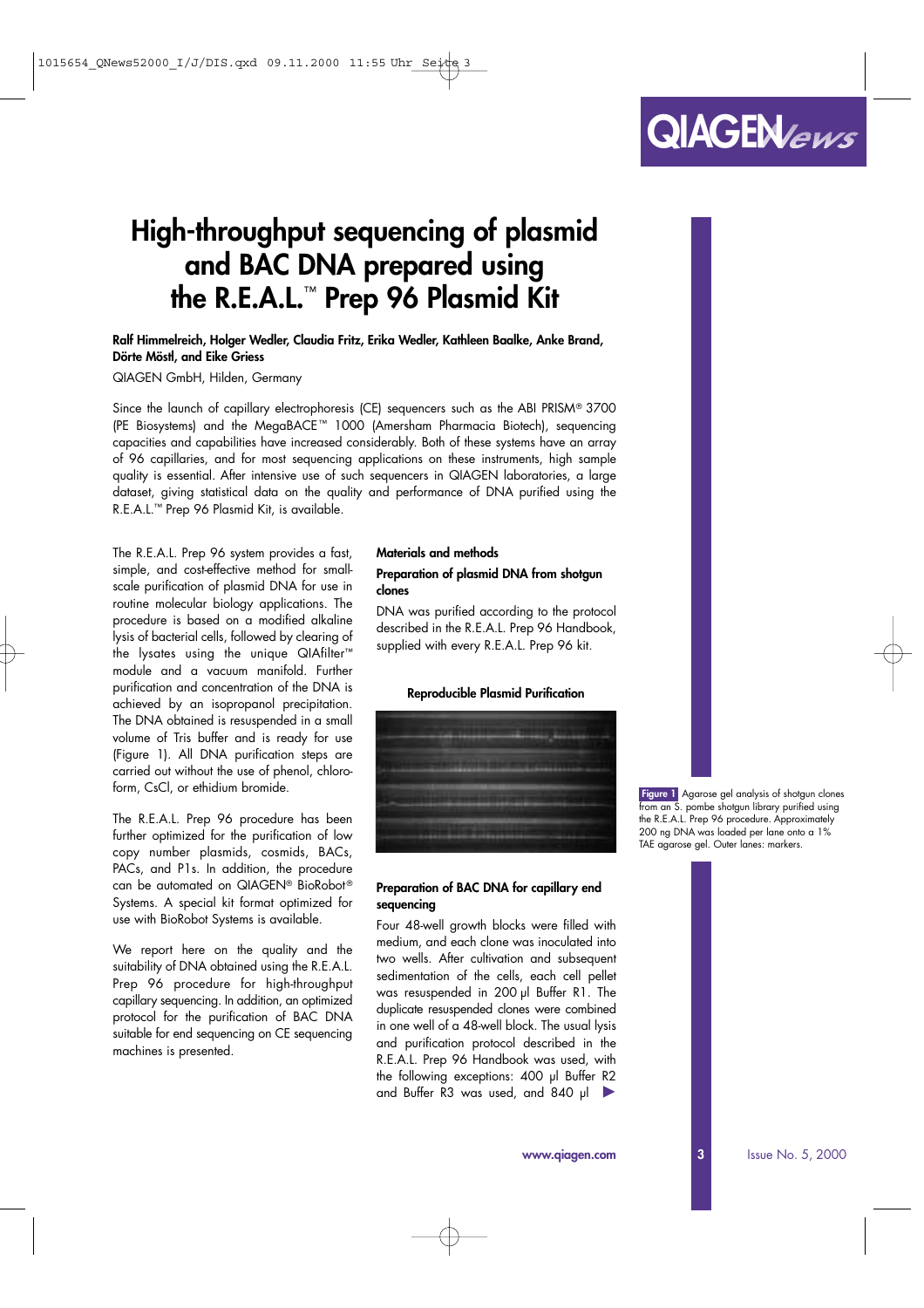# High-throughput sequencing of plasmid and BAC DNA prepared using the R.E.A.L.™ Prep 96 Plasmid Kit

**Ralf Himmelreich, Holger Wedler, Claudia Fritz, Erika Wedler, Kathleen Baalke, Anke Brand, Dörte Möstl, and Eike Griess**

QIAGEN GmbH, Hilden, Germany

Since the launch of capillary electrophoresis (CE) sequencers such as the ABI PRISM® 3700 (PE Biosystems) and the MegaBACE™ 1000 (Amersham Pharmacia Biotech), sequencing capacities and capabilities have increased considerably. Both of these systems have an array of 96 capillaries, and for most sequencing applications on these instruments, high sample quality is essential. After intensive use of such sequencers in QIAGEN laboratories, a large dataset, giving statistical data on the quality and performance of DNA purified using the R.E.A.L.™ Prep 96 Plasmid Kit, is available.

The R.E.A.L. Prep 96 system provides a fast, simple, and cost-effective method for small-scale purification of plasmid DNA for use in routine molecular biology applications. The procedure is based on a modified alkaline lysis of bacterial cells, followed by clearing of the lysates using the unique QIAfilter™ module and a vacuum manifold. Further purification and concentration of the DNA is achieved by an isopropanol precipitation. The DNA obtained is resuspended in a small volume of Tris buffer and is ready for use (Figure 1). All DNA purification steps are carried out without the use of phenol, chloroform, CsCl, or ethidium bromide.

The R.E.A.L. Prep 96 procedure has been further optimized for the purification of low copy number plasmids, cosmids, BACs, PACs, and P1s. In addition, the procedure can be automated on QIAGEN® BioRobot® Systems. A special kit format optimized for use with BioRobot Systems is available.

We report here on the quality and the suitability of DNA obtained using the R.E.A.L. Prep 96 procedure for high-throughput capillary sequencing. In addition, an optimized protocol for the purification of BAC DNA suitable for end sequencing on CE sequencing machines is presented.

## Materials and methods

### Preparation of plasmid DNA from shotgun clones

DNA was purified according to the protocol described in the R.E.A.L. Prep 96 Handbook, supplied with every R.E.A.L. Prep 96 kit.

**Reproducible Plasmid Purification**

**Figure 1** Agarose gel analysis of shotgun clones from an S. pombe shotgun library purified using the R.E.A.L. Prep 96 procedure. Approximately 200 ng DNA was loaded per lane onto a 1% TAE agarose gel. Outer lanes: markers.

### Preparation of BAC DNA for capillary end sequencing

Four 48-well growth blocks were filled with medium, and each clone was inoculated into two wells. After cultivation and subsequent sedimentation of the cells, each cell pellet was resuspended in 200 µl Buffer R1. The duplicate resuspended clones were combined in one well of a 48-well block. The usual lysis and purification protocol described in the R.E.A.L. Prep 96 Handbook was used, with the following exceptions: 400 µl Buffer R2 and Buffer R3 was used, and 840 µl ▶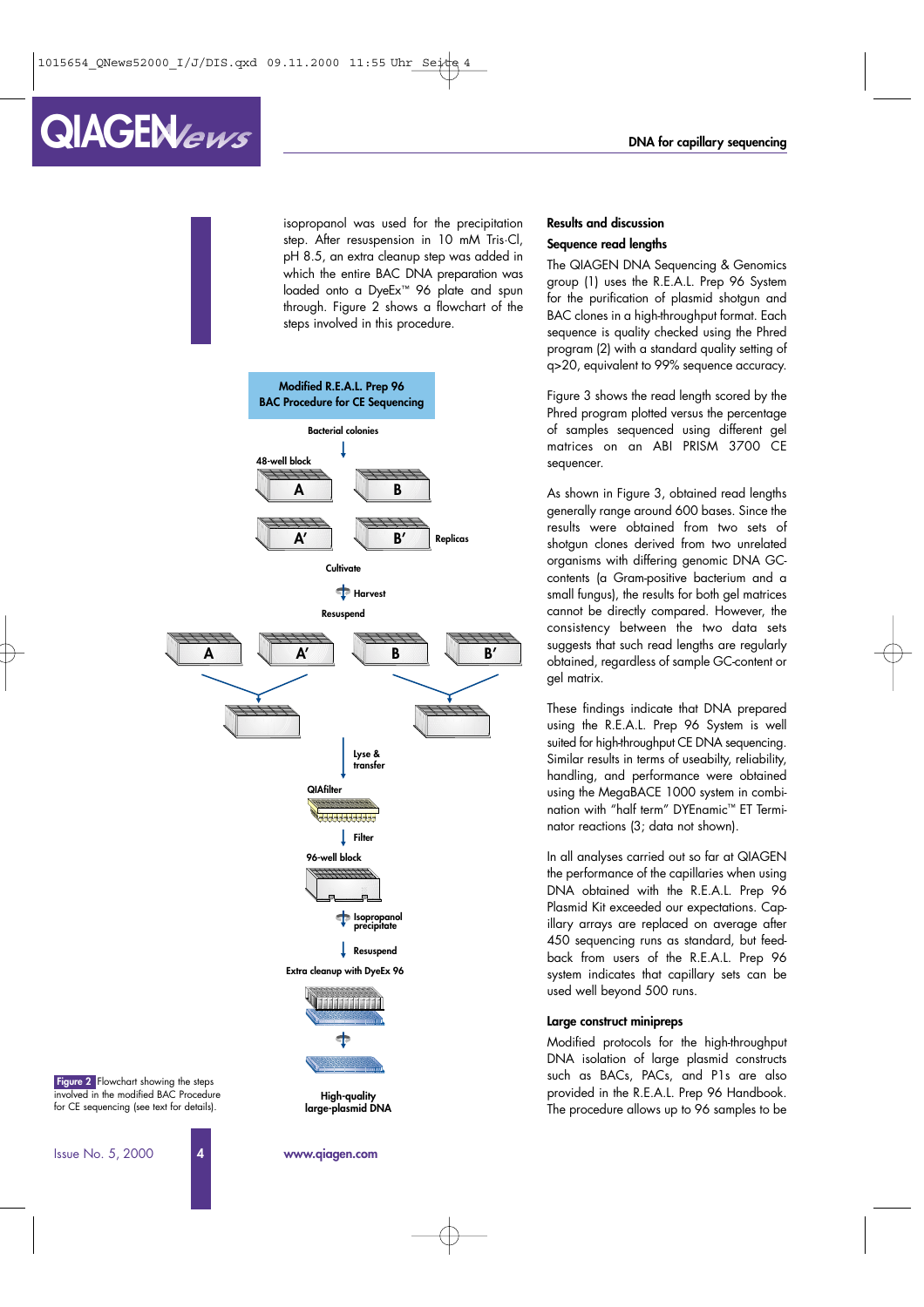isopropanol was used for the precipitation step. After resuspension in 10 mM Tris·Cl, pH 8.5, an extra cleanup step was added in which the entire BAC DNA preparation was loaded onto a DyeEx™ 96 plate and spun through. Figure 2 shows a flowchart of the steps involved in this procedure.

**Modified R.E.A.L. Prep 96 BAC Procedure for CE Sequencing**

Bacterial colonies → 48-well block (A, B; Replicas A′, B′) → Cultivate → Harvest → Resuspend → Lyse & transfer → QIAfilter → Filter → 96-well block → Isopropanol precipitate → Resuspend → Extra cleanup with DyeEx 96 → High-quality large-plasmid DNA

**Figure 2** Flowchart showing the steps involved in the modified BAC Procedure for CE sequencing (see text for details).

## Results and discussion

### Sequence read lengths

The QIAGEN DNA Sequencing & Genomics group (1) uses the R.E.A.L. Prep 96 System for the purification of plasmid shotgun and BAC clones in a high-throughput format. Each sequence is quality checked using the Phred program (2) with a standard quality setting of q>20, equivalent to 99% sequence accuracy.

Figure 3 shows the read length scored by the Phred program plotted versus the percentage of samples sequenced using different gel matrices on an ABI PRISM 3700 CE sequencer.

As shown in Figure 3, obtained read lengths generally range around 600 bases. Since the results were obtained from two sets of shotgun clones derived from two unrelated organisms with differing genomic DNA GC-contents (a Gram-positive bacterium and a small fungus), the results for both gel matrices cannot be directly compared. However, the consistency between the two data sets suggests that such read lengths are regularly obtained, regardless of sample GC-content or gel matrix.

These findings indicate that DNA prepared using the R.E.A.L. Prep 96 System is well suited for high-throughput CE DNA sequencing. Similar results in terms of useabilty, reliability, handling, and performance were obtained using the MegaBACE 1000 system in combination with "half term" DYEnamic™ ET Terminator reactions (3; data not shown).

In all analyses carried out so far at QIAGEN the performance of the capillaries when using DNA obtained with the R.E.A.L. Prep 96 Plasmid Kit exceeded our expectations. Capillary arrays are replaced on average after 450 sequencing runs as standard, but feedback from users of the R.E.A.L. Prep 96 system indicates that capillary sets can be used well beyond 500 runs.

### Large construct minipreps

Modified protocols for the high-throughput DNA isolation of large plasmid constructs such as BACs, PACs, and P1s are also provided in the R.E.A.L. Prep 96 Handbook. The procedure allows up to 96 samples to be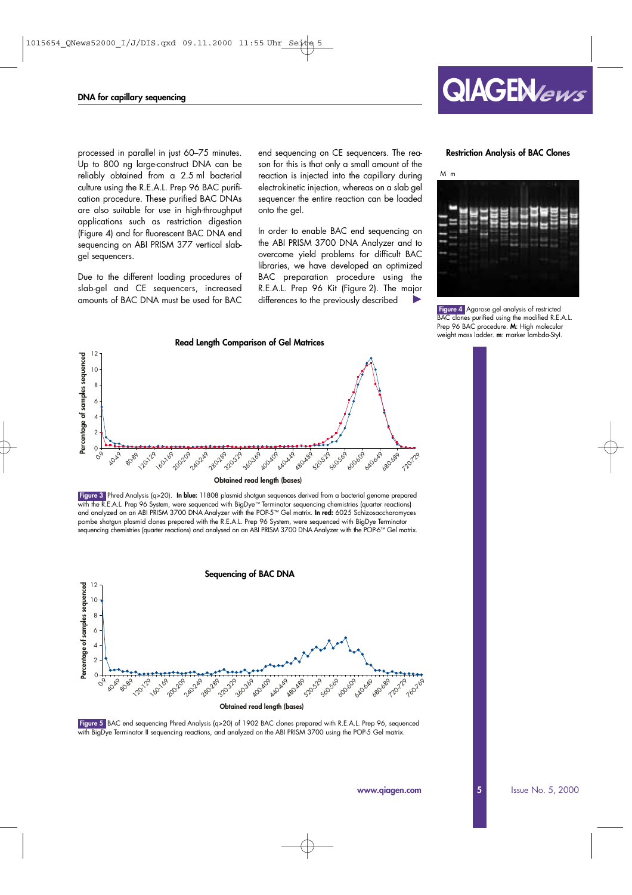## DNA for capillary sequencing

processed in parallel in just 60–75 minutes. Up to 800 ng large-construct DNA can be reliably obtained from a 2.5 ml bacterial culture using the R.E.A.L. Prep 96 BAC purification procedure. These purified BAC DNAs are also suitable for use in high-throughput applications such as restriction digestion (Figure 4) and for fluorescent BAC DNA end sequencing on ABI PRISM 377 vertical slab-gel sequencers.

Due to the different loading procedures of slab-gel and CE sequencers, increased amounts of BAC DNA must be used for BAC end sequencing on CE sequencers. The reason for this is that only a small amount of the reaction is injected into the capillary during electrokinetic injection, whereas on a slab gel sequencer the entire reaction can be loaded onto the gel.

In order to enable BAC end sequencing on the ABI PRISM 3700 DNA Analyzer and to overcome yield problems for difficult BAC libraries, we have developed an optimized BAC preparation procedure using the R.E.A.L. Prep 96 Kit (Figure 2). The major differences to the previously described ▶

### Restriction Analysis of BAC Clones

**Figure 4** Agarose gel analysis of restricted BAC clones purified using the modified R.E.A.L. Prep 96 BAC procedure. **M**: High molecular weight mass ladder. **m**: marker lambda-StyI.

### Read Length Comparison of Gel Matrices

**Figure 3** Phred Analysis (q>20). **In blue:** 11808 plasmid shotgun sequences derived from a bacterial genome prepared with the R.E.A.L. Prep 96 System, were sequenced with BigDye™ Terminator sequencing chemistries (quarter reactions) and analyzed on an ABI PRISM 3700 DNA Analyzer with the POP-5™ Gel matrix. **In red:** 6025 Schizosaccharomyces pombe shotgun plasmid clones prepared with the R.E.A.L. Prep 96 System, were sequenced with BigDye Terminator sequencing chemistries (quarter reactions) and analyzed on an ABI PRISM 3700 DNA Analyzer with the POP-6™ Gel matrix.

### Sequencing of BAC DNA

**Figure 5** BAC end sequencing Phred Analysis (q>20) of 1902 BAC clones prepared with R.E.A.L. Prep 96, sequenced with BigDye Terminator II sequencing reactions, and analyzed on the ABI PRISM 3700 using the POP-5 Gel matrix.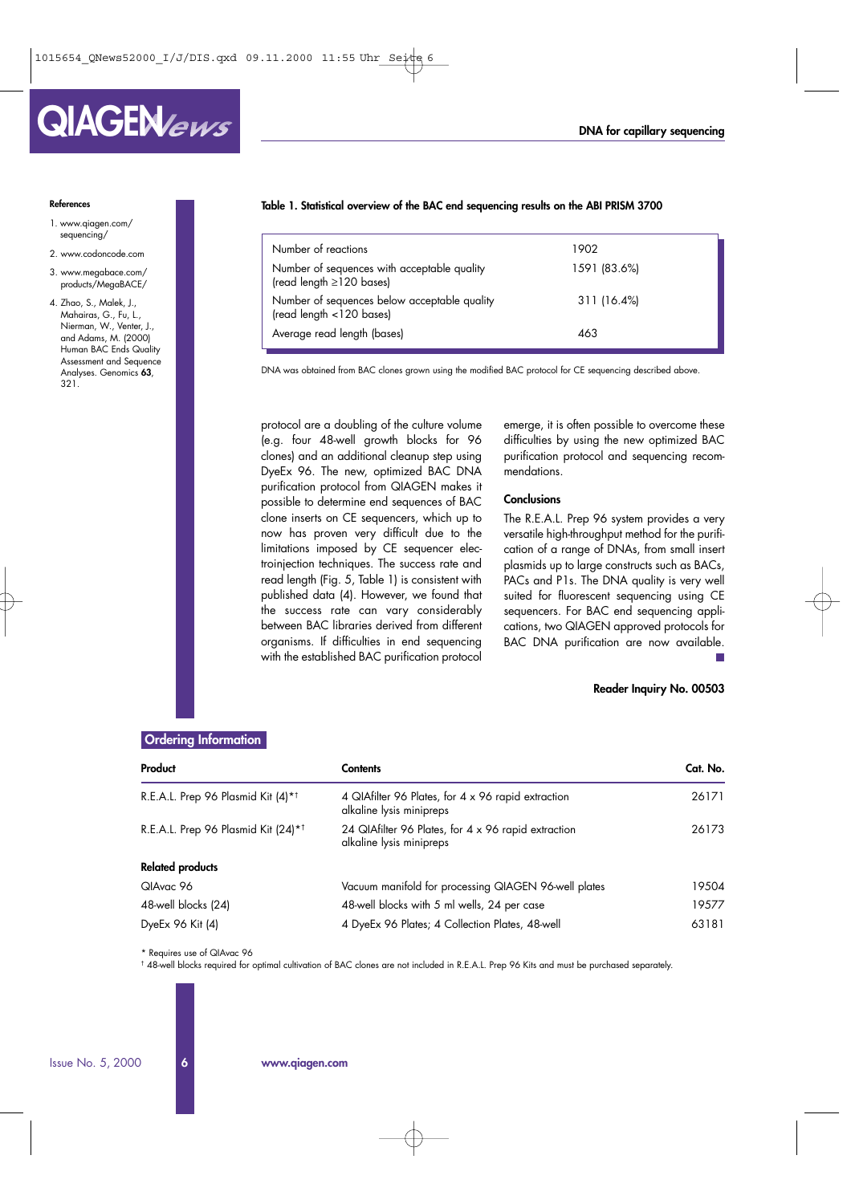## References

1. www.qiagen.com/sequencing/
2. www.codoncode.com
3. www.megabace.com/products/MegaBACE/
4. Zhao, S., Malek, J., Mahairas, G., Fu, L., Nierman, W., Venter, J., and Adams, M. (2000) Human BAC Ends Quality Assessment and Sequence Analyses. Genomics **63**, 321.

**Table 1. Statistical overview of the BAC end sequencing results on the ABI PRISM 3700**

| | |
|---|---|
| Number of reactions | 1902 |
| Number of sequences with acceptable quality (read length ≥120 bases) | 1591 (83.6%) |
| Number of sequences below acceptable quality (read length <120 bases) | 311 (16.4%) |
| Average read length (bases) | 463 |

DNA was obtained from BAC clones grown using the modified BAC protocol for CE sequencing described above.

protocol are a doubling of the culture volume (e.g. four 48-well growth blocks for 96 clones) and an additional cleanup step using DyeEx 96. The new, optimized BAC DNA purification protocol from QIAGEN makes it possible to determine end sequences of BAC clone inserts on CE sequencers, which up to now has proven very difficult due to the limitations imposed by CE sequencer electroinjection techniques. The success rate and read length (Fig. 5, Table 1) is consistent with published data (4). However, we found that the success rate can vary considerably between BAC libraries derived from different organisms. If difficulties in end sequencing with the established BAC purification protocol emerge, it is often possible to overcome these difficulties by using the new optimized BAC purification protocol and sequencing recommendations.

### Conclusions

The R.E.A.L. Prep 96 system provides a very versatile high-throughput method for the purification of a range of DNAs, from small insert plasmids up to large constructs such as BACs, PACs and P1s. The DNA quality is very well suited for fluorescent sequencing using CE sequencers. For BAC end sequencing applications, two QIAGEN approved protocols for BAC DNA purification are now available. ■

**Reader Inquiry No. 00503**

## Ordering Information

| Product | Contents | Cat. No. |
|---|---|---|
| R.E.A.L. Prep 96 Plasmid Kit (4)*† | 4 QIAfilter 96 Plates, for 4 x 96 rapid extraction alkaline lysis minipreps | 26171 |
| R.E.A.L. Prep 96 Plasmid Kit (24)*† | 24 QIAfilter 96 Plates, for 4 x 96 rapid extraction alkaline lysis minipreps | 26173 |
| **Related products** | | |
| QIAvac 96 | Vacuum manifold for processing QIAGEN 96-well plates | 19504 |
| 48-well blocks (24) | 48-well blocks with 5 ml wells, 24 per case | 19577 |
| DyeEx 96 Kit (4) | 4 DyeEx 96 Plates; 4 Collection Plates, 48-well | 63181 |

\* Requires use of QIAvac 96

† 48-well blocks required for optimal cultivation of BAC clones are not included in R.E.A.L. Prep 96 Kits and must be purchased separately.